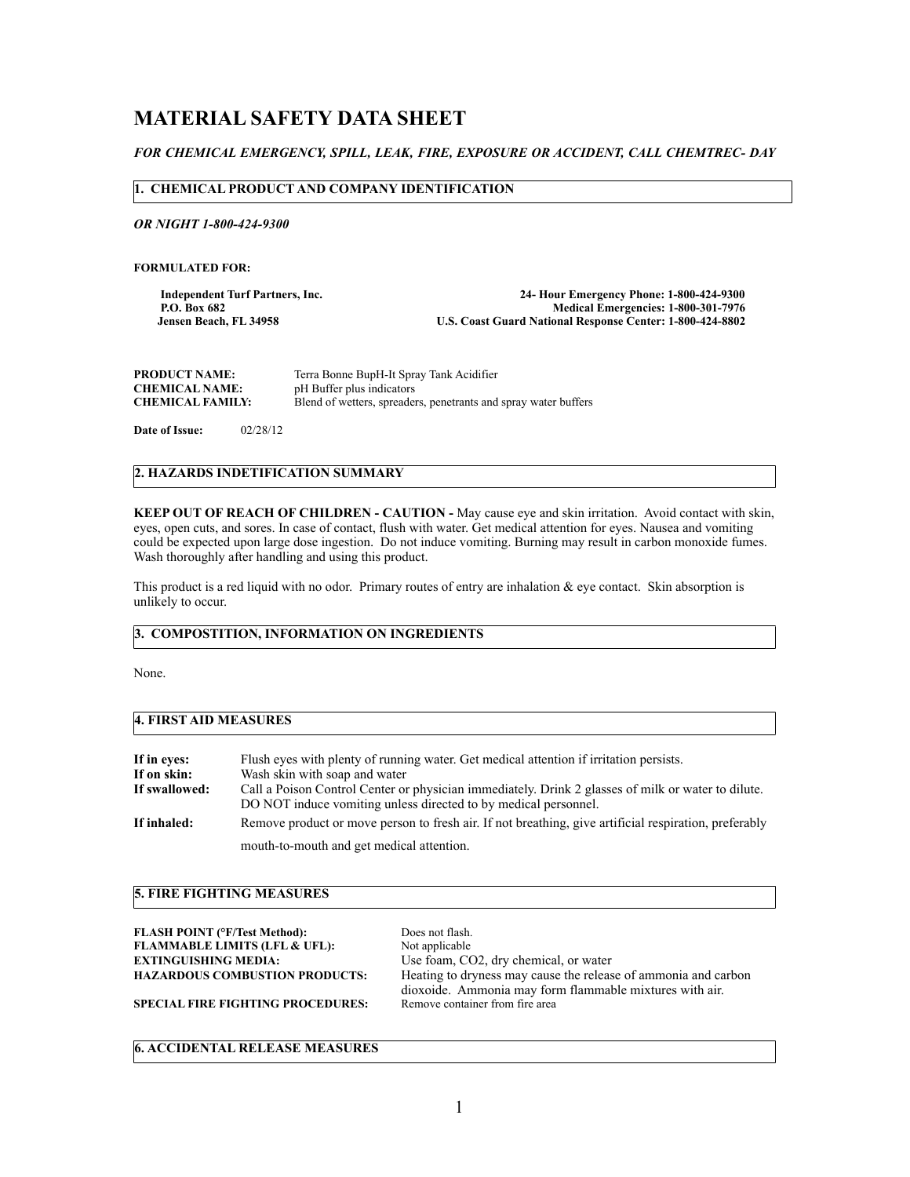# MATERIAL SAFETY DATA SHEET

***FOR CHEMICAL EMERGENCY, SPILL, LEAK, FIRE, EXPOSURE OR ACCIDENT, CALL CHEMTREC- DAY***

## 1. CHEMICAL PRODUCT AND COMPANY IDENTIFICATION

***OR NIGHT 1-800-424-9300***

**FORMULATED FOR:**

**Independent Turf Partners, Inc.**
**P.O. Box 682**
**Jensen Beach, FL 34958**

**24- Hour Emergency Phone: 1-800-424-9300**
**Medical Emergencies: 1-800-301-7976**
**U.S. Coast Guard National Response Center: 1-800-424-8802**

**PRODUCT NAME:** Terra Bonne BupH-It Spray Tank Acidifier
**CHEMICAL NAME:** pH Buffer plus indicators
**CHEMICAL FAMILY:** Blend of wetters, spreaders, penetrants and spray water buffers

**Date of Issue:** 02/28/12

## 2. HAZARDS INDETIFICATION SUMMARY

**KEEP OUT OF REACH OF CHILDREN - CAUTION -** May cause eye and skin irritation. Avoid contact with skin, eyes, open cuts, and sores. In case of contact, flush with water. Get medical attention for eyes. Nausea and vomiting could be expected upon large dose ingestion. Do not induce vomiting. Burning may result in carbon monoxide fumes. Wash thoroughly after handling and using this product.

This product is a red liquid with no odor. Primary routes of entry are inhalation & eye contact. Skin absorption is unlikely to occur.

## 3. COMPOSTITION, INFORMATION ON INGREDIENTS

None.

## 4. FIRST AID MEASURES

**If in eyes:** Flush eyes with plenty of running water. Get medical attention if irritation persists.
**If on skin:** Wash skin with soap and water
**If swallowed:** Call a Poison Control Center or physician immediately. Drink 2 glasses of milk or water to dilute. DO NOT induce vomiting unless directed to by medical personnel.
**If inhaled:** Remove product or move person to fresh air. If not breathing, give artificial respiration, preferably mouth-to-mouth and get medical attention.

## 5. FIRE FIGHTING MEASURES

**FLASH POINT (°F/Test Method):** Does not flash.
**FLAMMABLE LIMITS (LFL & UFL):** Not applicable
**EXTINGUISHING MEDIA:** Use foam, CO2, dry chemical, or water
**HAZARDOUS COMBUSTION PRODUCTS:** Heating to dryness may cause the release of ammonia and carbon dioxide. Ammonia may form flammable mixtures with air.
**SPECIAL FIRE FIGHTING PROCEDURES:** Remove container from fire area

## 6. ACCIDENTAL RELEASE MEASURES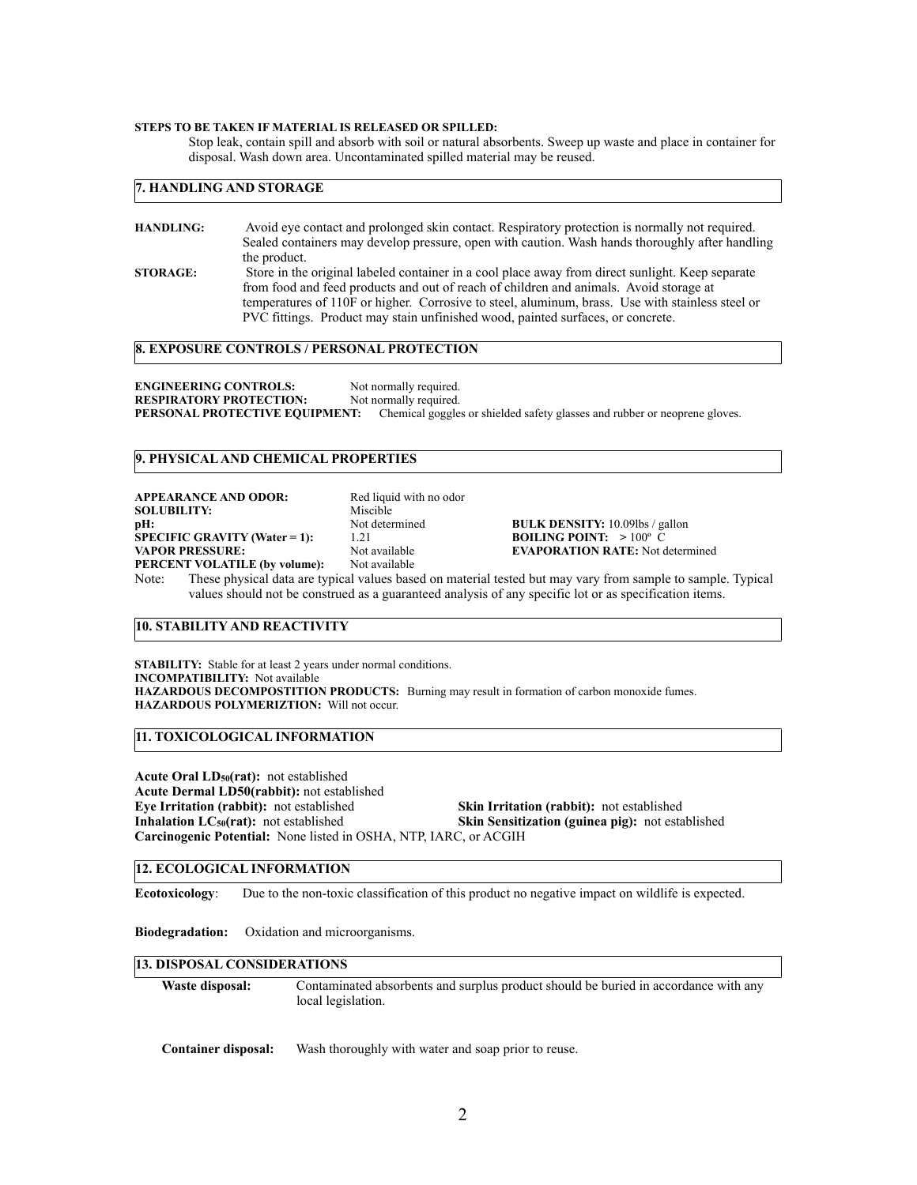**STEPS TO BE TAKEN IF MATERIAL IS RELEASED OR SPILLED:**

Stop leak, contain spill and absorb with soil or natural absorbents. Sweep up waste and place in container for disposal. Wash down area. Uncontaminated spilled material may be reused.

## 7. HANDLING AND STORAGE

**HANDLING:** Avoid eye contact and prolonged skin contact. Respiratory protection is normally not required. Sealed containers may develop pressure, open with caution. Wash hands thoroughly after handling the product.

**STORAGE:** Store in the original labeled container in a cool place away from direct sunlight. Keep separate from food and feed products and out of reach of children and animals. Avoid storage at temperatures of 110F or higher. Corrosive to steel, aluminum, brass. Use with stainless steel or PVC fittings. Product may stain unfinished wood, painted surfaces, or concrete.

## 8. EXPOSURE CONTROLS / PERSONAL PROTECTION

**ENGINEERING CONTROLS:** Not normally required.
**RESPIRATORY PROTECTION:** Not normally required.
**PERSONAL PROTECTIVE EQUIPMENT:** Chemical goggles or shielded safety glasses and rubber or neoprene gloves.

## 9. PHYSICAL AND CHEMICAL PROPERTIES

**APPEARANCE AND ODOR:** Red liquid with no odor
**SOLUBILITY:** Miscible
**pH:** Not determined
**SPECIFIC GRAVITY (Water = 1):** 1.21
**VAPOR PRESSURE:** Not available
**PERCENT VOLATILE (by volume):** Not available
**BULK DENSITY:** 10.09lbs / gallon
**BOILING POINT:** > 100º C
**EVAPORATION RATE:** Not determined

Note: These physical data are typical values based on material tested but may vary from sample to sample. Typical values should not be construed as a guaranteed analysis of any specific lot or as specification items.

## 10. STABILITY AND REACTIVITY

**STABILITY:** Stable for at least 2 years under normal conditions.
**INCOMPATIBILITY:** Not available
**HAZARDOUS DECOMPOSTITION PRODUCTS:** Burning may result in formation of carbon monoxide fumes.
**HAZARDOUS POLYMERIZTION:** Will not occur.

## 11. TOXICOLOGICAL INFORMATION

**Acute Oral $LD_{50}$(rat):** not established
**Acute Dermal LD50(rabbit):** not established
**Eye Irritation (rabbit):** not established
**Skin Irritation (rabbit):** not established
**Inhalation $LC_{50}$(rat):** not established
**Skin Sensitization (guinea pig):** not established
**Carcinogenic Potential:** None listed in OSHA, NTP, IARC, or ACGIH

## 12. ECOLOGICAL INFORMATION

**Ecotoxicology**: Due to the non-toxic classification of this product no negative impact on wildlife is expected.

**Biodegradation:** Oxidation and microorganisms.

## 13. DISPOSAL CONSIDERATIONS

**Waste disposal:** Contaminated absorbents and surplus product should be buried in accordance with any local legislation.

**Container disposal:** Wash thoroughly with water and soap prior to reuse.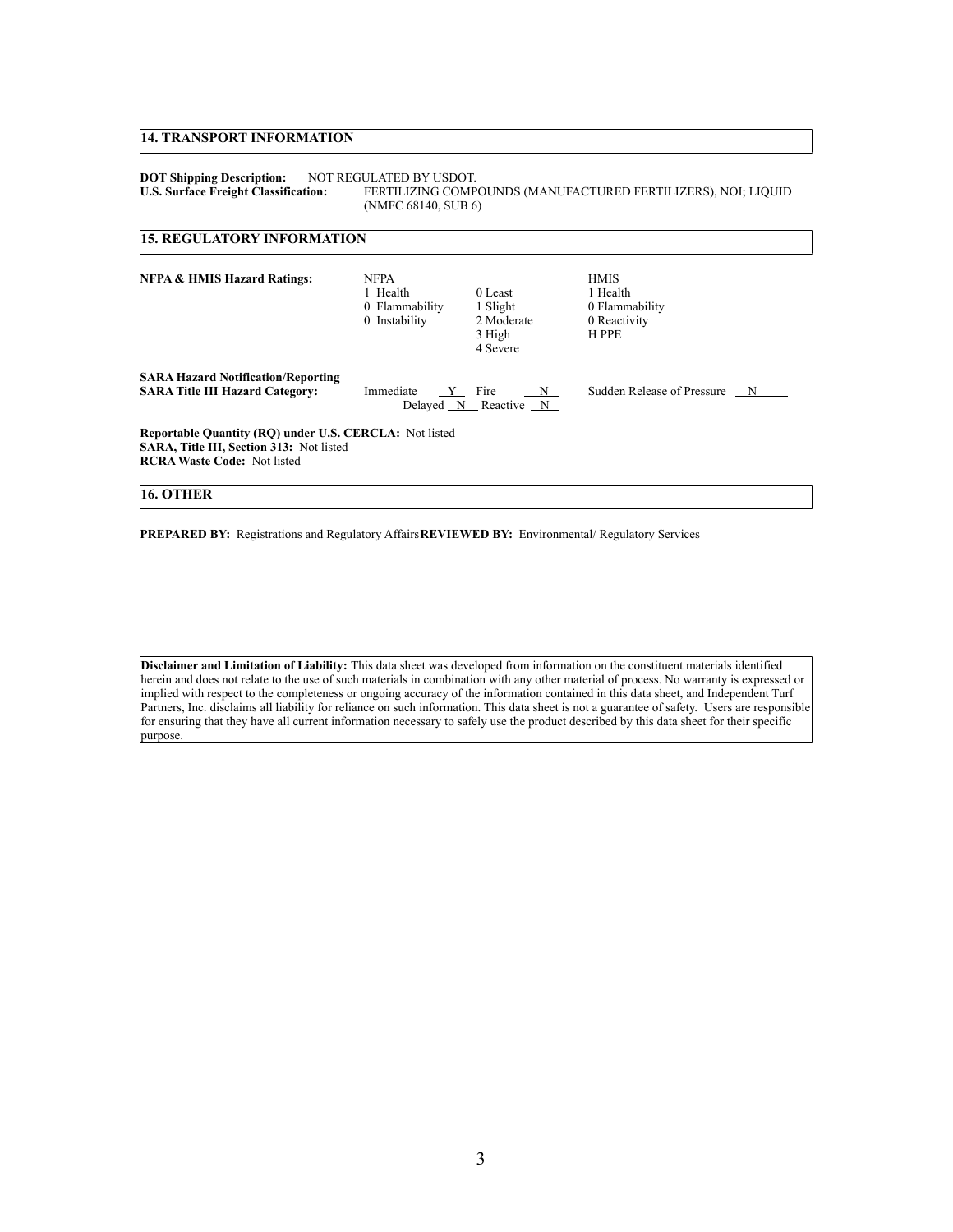## 14. TRANSPORT INFORMATION

**DOT Shipping Description:** NOT REGULATED BY USDOT.
**U.S. Surface Freight Classification:** FERTILIZING COMPOUNDS (MANUFACTURED FERTILIZERS), NOI; LIQUID (NMFC 68140, SUB 6)

## 15. REGULATORY INFORMATION

| | | | |
|---|---|---|---|
| **NFPA & HMIS Hazard Ratings:** | NFPA | | HMIS |
| | 1 Health | 0 Least | 1 Health |
| | 0 Flammability | 1 Slight | 0 Flammability |
| | 0 Instability | 2 Moderate | 0 Reactivity |
| | | 3 High | H PPE |
| | | 4 Severe | |

**SARA Hazard Notification/Reporting**
**SARA Title III Hazard Category:** Immediate Y Fire N Sudden Release of Pressure N
Delayed N Reactive N

**Reportable Quantity (RQ) under U.S. CERCLA:** Not listed
**SARA, Title III, Section 313:** Not listed
**RCRA Waste Code:** Not listed

## 16. OTHER

**PREPARED BY:** Registrations and Regulatory Affairs **REVIEWED BY:** Environmental/ Regulatory Services

**Disclaimer and Limitation of Liability:** This data sheet was developed from information on the constituent materials identified herein and does not relate to the use of such materials in combination with any other material of process. No warranty is expressed or implied with respect to the completeness or ongoing accuracy of the information contained in this data sheet, and Independent Turf Partners, Inc. disclaims all liability for reliance on such information. This data sheet is not a guarantee of safety. Users are responsible for ensuring that they have all current information necessary to safely use the product described by this data sheet for their specific purpose.